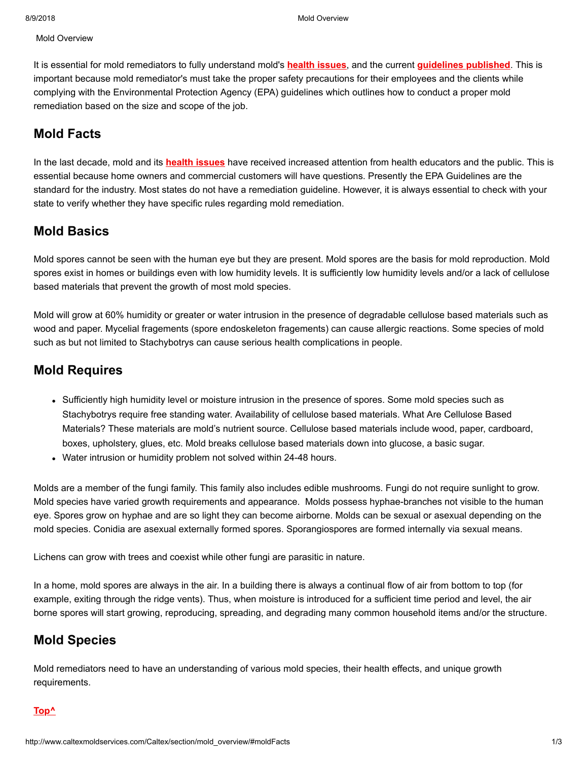Mold Overview

It is essential for mold remediators to fully understand mold's **health issues**, and the current **guidelines published**. This is important because mold remediator's must take the proper safety precautions for their employees and the clients while complying with the Environmental Protection Agency (EPA) guidelines which outlines how to conduct a proper mold remediation based on the size and scope of the job.

## Mold Facts

In the last decade, mold and its **health issues** have received increased attention from health educators and the public. This is essential because home owners and commercial customers will have questions. Presently the EPA Guidelines are the standard for the industry. Most states do not have a remediation guideline. However, it is always essential to check with your state to verify whether they have specific rules regarding mold remediation.

## Mold Basics

Mold spores cannot be seen with the human eye but they are present. Mold spores are the basis for mold reproduction. Mold spores exist in homes or buildings even with low humidity levels. It is sufficiently low humidity levels and/or a lack of cellulose based materials that prevent the growth of most mold species.

Mold will grow at 60% humidity or greater or water intrusion in the presence of degradable cellulose based materials such as wood and paper. Mycelial fragements (spore endoskeleton fragements) can cause allergic reactions. Some species of mold such as but not limited to Stachybotrys can cause serious health complications in people.

## Mold Requires

- Sufficiently high humidity level or moisture intrusion in the presence of spores. Some mold species such as Stachybotrys require free standing water. Availability of cellulose based materials. What Are Cellulose Based Materials? These materials are mold's nutrient source. Cellulose based materials include wood, paper, cardboard, boxes, upholstery, glues, etc. Mold breaks cellulose based materials down into glucose, a basic sugar.
- Water intrusion or humidity problem not solved within 24-48 hours.

Molds are a member of the fungi family. This family also includes edible mushrooms. Fungi do not require sunlight to grow. Mold species have varied growth requirements and appearance. Molds possess hyphae-branches not visible to the human eye. Spores grow on hyphae and are so light they can become airborne. Molds can be sexual or asexual depending on the mold species. Conidia are asexual externally formed spores. Sporangiospores are formed internally via sexual means.

Lichens can grow with trees and coexist while other fungi are parasitic in nature.

In a home, mold spores are always in the air. In a building there is always a continual flow of air from bottom to top (for example, exiting through the ridge vents). Thus, when moisture is introduced for a sufficient time period and level, the air borne spores will start growing, reproducing, spreading, and degrading many common household items and/or the structure.

## Mold Species

Mold remediators need to have an understanding of various mold species, their health effects, and unique growth requirements.

**Top^**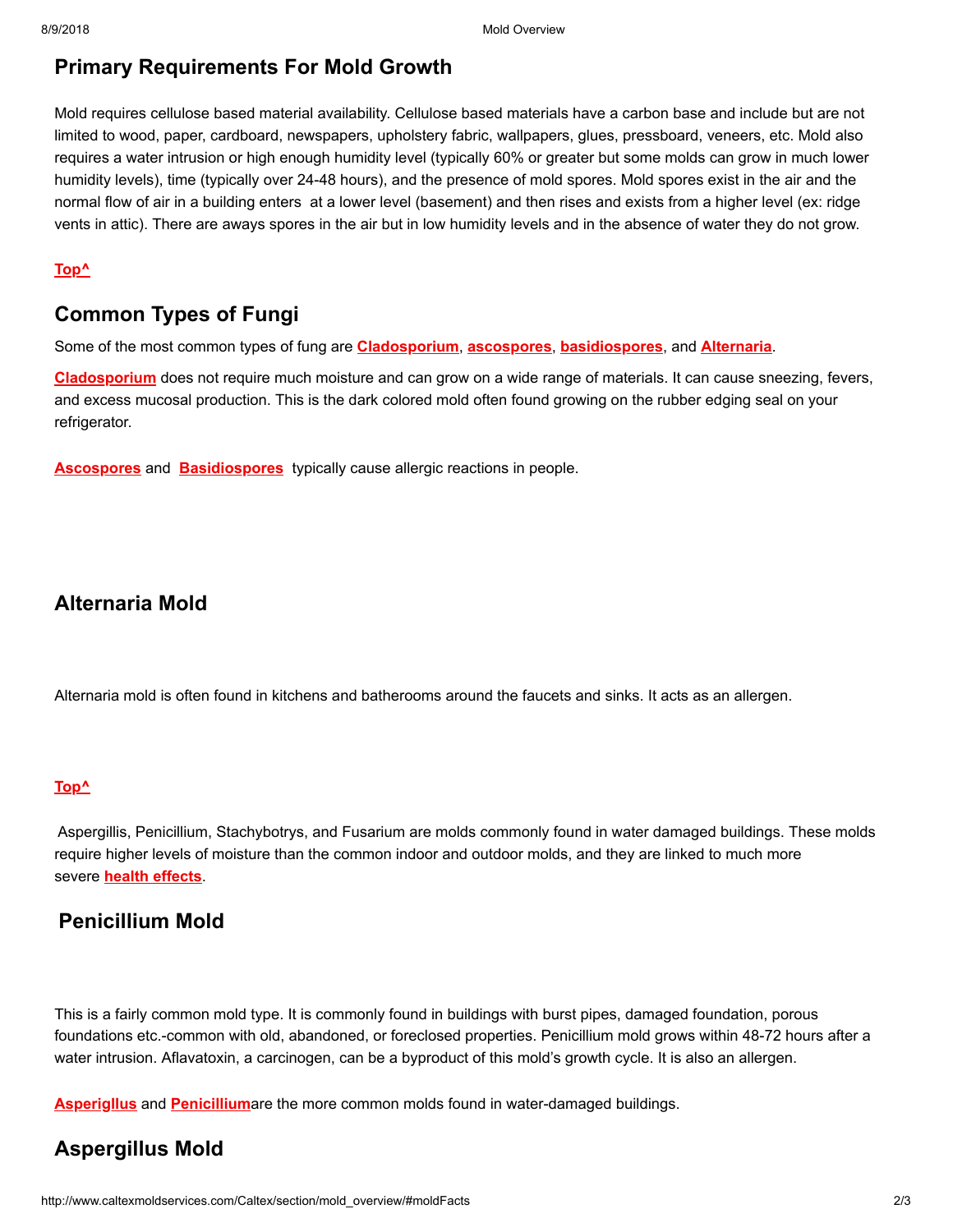## Primary Requirements For Mold Growth

Mold requires cellulose based material availability. Cellulose based materials have a carbon base and include but are not limited to wood, paper, cardboard, newspapers, upholstery fabric, wallpapers, glues, pressboard, veneers, etc. Mold also requires a water intrusion or high enough humidity level (typically 60% or greater but some molds can grow in much lower humidity levels), time (typically over 24-48 hours), and the presence of mold spores. Mold spores exist in the air and the normal flow of air in a building enters at a lower level (basement) and then rises and exists from a higher level (ex: ridge vents in attic). There are aways spores in the air but in low humidity levels and in the absence of water they do not grow.

**Top^**

## Common Types of Fungi

Some of the most common types of fung are **Cladosporium**, **ascospores**, **basidiospores**, and **Alternaria**.

**Cladosporium** does not require much moisture and can grow on a wide range of materials. It can cause sneezing, fevers, and excess mucosal production. This is the dark colored mold often found growing on the rubber edging seal on your refrigerator.

**Ascospores** and **Basidiospores** typically cause allergic reactions in people.

## Alternaria Mold

Alternaria mold is often found in kitchens and batherooms around the faucets and sinks. It acts as an allergen.

**Top^**

Aspergillis, Penicillium, Stachybotrys, and Fusarium are molds commonly found in water damaged buildings. These molds require higher levels of moisture than the common indoor and outdoor molds, and they are linked to much more severe **health effects**.

## Penicillium Mold

This is a fairly common mold type. It is commonly found in buildings with burst pipes, damaged foundation, porous foundations etc.-common with old, abandoned, or foreclosed properties. Penicillium mold grows within 48-72 hours after a water intrusion. Aflavatoxin, a carcinogen, can be a byproduct of this mold's growth cycle. It is also an allergen.

**Asperiglus** and **Penicillium**are the more common molds found in water-damaged buildings.

## Aspergillus Mold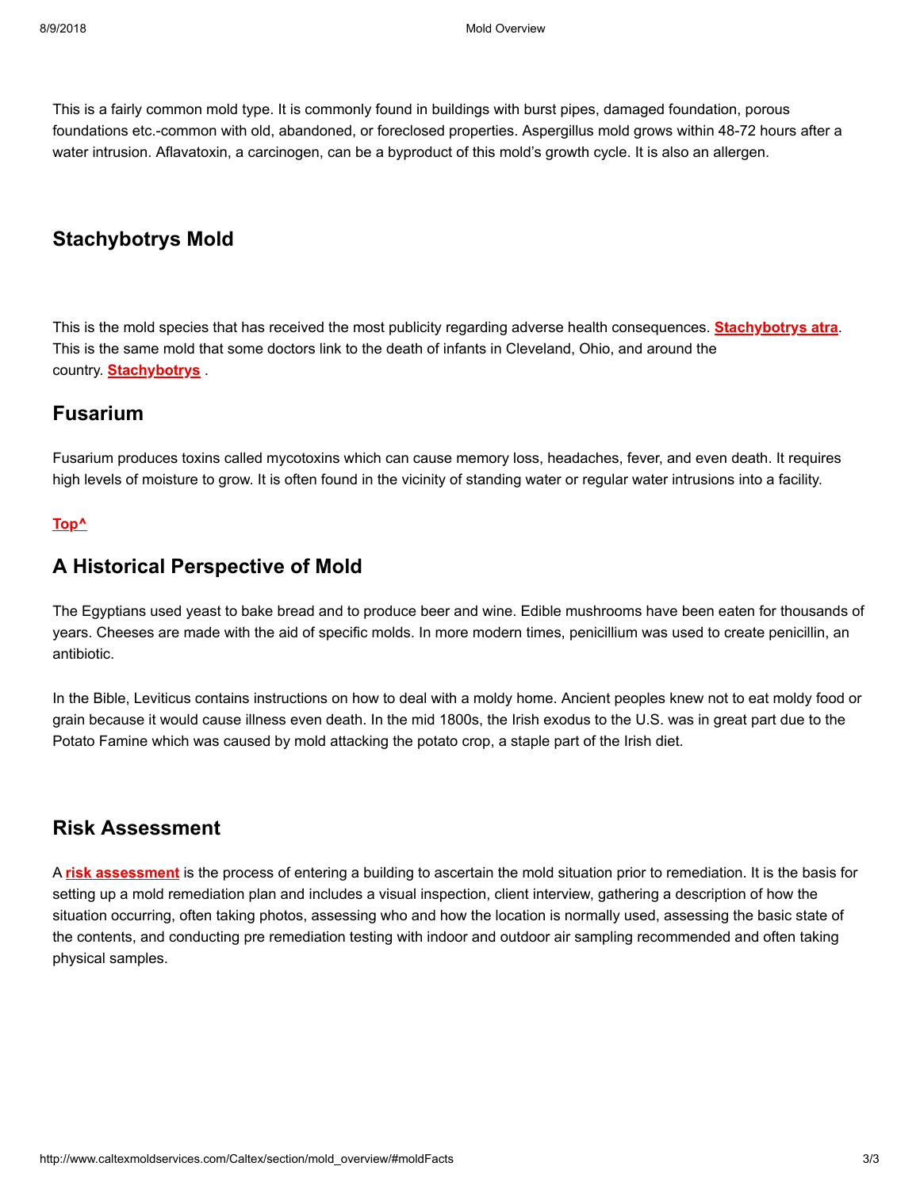This is a fairly common mold type. It is commonly found in buildings with burst pipes, damaged foundation, porous foundations etc.-common with old, abandoned, or foreclosed properties. Aspergillus mold grows within 48-72 hours after a water intrusion. Aflavatoxin, a carcinogen, can be a byproduct of this mold's growth cycle. It is also an allergen.

## Stachybotrys Mold

This is the mold species that has received the most publicity regarding adverse health consequences. **Stachybotrys atra**. This is the same mold that some doctors link to the death of infants in Cleveland, Ohio, and around the country. **Stachybotrys** .

## Fusarium

Fusarium produces toxins called mycotoxins which can cause memory loss, headaches, fever, and even death. It requires high levels of moisture to grow. It is often found in the vicinity of standing water or regular water intrusions into a facility.

**Top^**

## A Historical Perspective of Mold

The Egyptians used yeast to bake bread and to produce beer and wine. Edible mushrooms have been eaten for thousands of years. Cheeses are made with the aid of specific molds. In more modern times, penicillium was used to create penicillin, an antibiotic.

In the Bible, Leviticus contains instructions on how to deal with a moldy home. Ancient peoples knew not to eat moldy food or grain because it would cause illness even death. In the mid 1800s, the Irish exodus to the U.S. was in great part due to the Potato Famine which was caused by mold attacking the potato crop, a staple part of the Irish diet.

## Risk Assessment

A **risk assessment** is the process of entering a building to ascertain the mold situation prior to remediation. It is the basis for setting up a mold remediation plan and includes a visual inspection, client interview, gathering a description of how the situation occurring, often taking photos, assessing who and how the location is normally used, assessing the basic state of the contents, and conducting pre remediation testing with indoor and outdoor air sampling recommended and often taking physical samples.